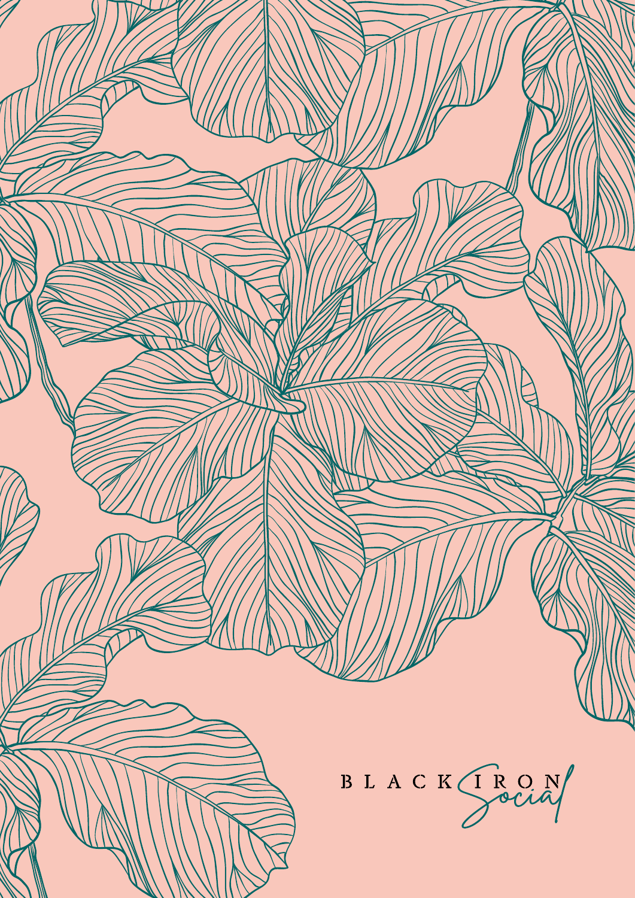BLACK IRON *Social*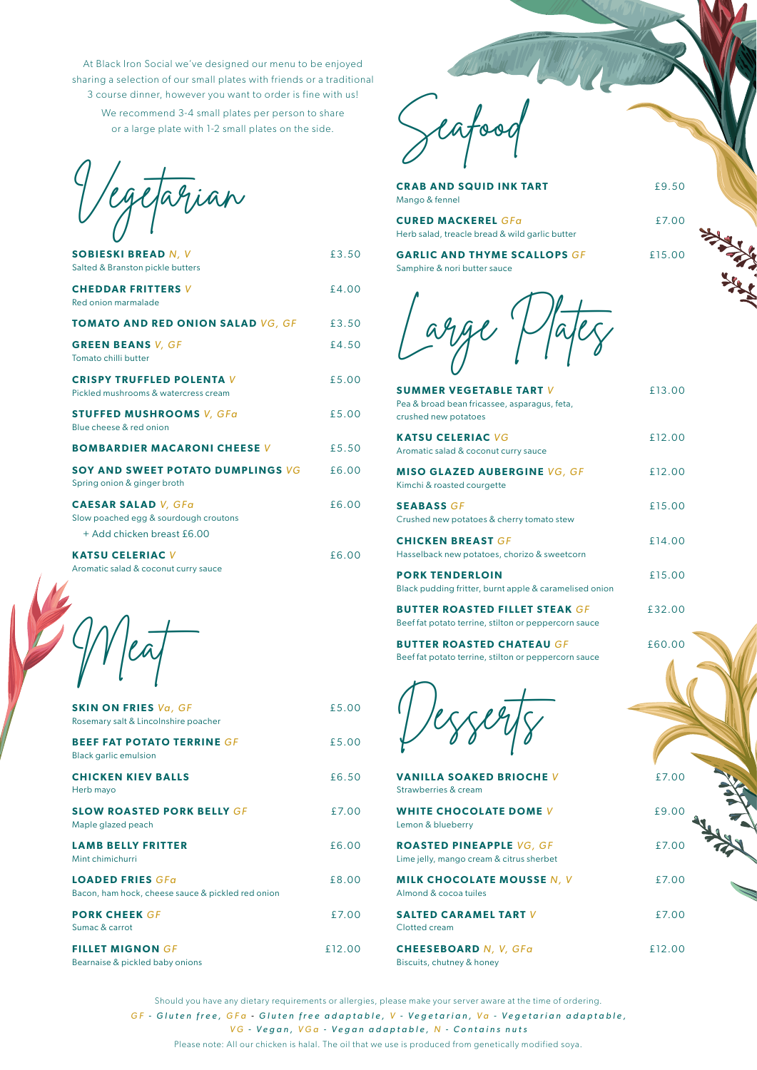At Black Iron Social we've designed our menu to be enjoyed sharing a selection of our small plates with friends or a traditional 3 course dinner, however you want to order is fine with us!

We recommend 3-4 small plates per person to share or a large plate with 1-2 small plates on the side.

## Vegetarian

**SOBIESKI BREAD** *N, V* — £3.50
Salted & Branston pickle butters

**CHEDDAR FRITTERS** *V* — £4.00
Red onion marmalade

**TOMATO AND RED ONION SALAD** *VG, GF* — £3.50

**GREEN BEANS** *V, GF* — £4.50
Tomato chilli butter

**CRISPY TRUFFLED POLENTA** *V* — £5.00
Pickled mushrooms & watercress cream

**STUFFED MUSHROOMS** *V, GFa* — £5.00
Blue cheese & red onion

**BOMBARDIER MACARONI CHEESE** *V* — £5.50

**SOY AND SWEET POTATO DUMPLINGS** *VG* — £6.00
Spring onion & ginger broth

**CAESAR SALAD** *V, GFa* — £6.00
Slow poached egg & sourdough croutons
+ Add chicken breast £6.00

**KATSU CELERIAC** *V* — £6.00
Aromatic salad & coconut curry sauce

## Meat

**SKIN ON FRIES** *Va, GF* — £5.00
Rosemary salt & Lincolnshire poacher

**BEEF FAT POTATO TERRINE** *GF* — £5.00
Black garlic emulsion

**CHICKEN KIEV BALLS** — £6.50
Herb mayo

**SLOW ROASTED PORK BELLY** *GF* — £7.00
Maple glazed peach

**LAMB BELLY FRITTER** — £6.00
Mint chimichurri

**LOADED FRIES** *GFa* — £8.00
Bacon, ham hock, cheese sauce & pickled red onion

**PORK CHEEK** *GF* — £7.00
Sumac & carrot

**FILLET MIGNON** *GF* — £12.00
Bearnaise & pickled baby onions

## Seafood

**CRAB AND SQUID INK TART** — £9.50
Mango & fennel

**CURED MACKEREL** *GFa* — £7.00
Herb salad, treacle bread & wild garlic butter

**GARLIC AND THYME SCALLOPS** *GF* — £15.00
Samphire & nori butter sauce

## Large Plates

**SUMMER VEGETABLE TART** *V* — £13.00
Pea & broad bean fricassee, asparagus, feta, crushed new potatoes

**KATSU CELERIAC** *VG* — £12.00
Aromatic salad & coconut curry sauce

**MISO GLAZED AUBERGINE** *VG, GF* — £12.00
Kimchi & roasted courgette

**SEABASS** *GF* — £15.00
Crushed new potatoes & cherry tomato stew

**CHICKEN BREAST** *GF* — £14.00
Hasselback new potatoes, chorizo & sweetcorn

**PORK TENDERLOIN** — £15.00
Black pudding fritter, burnt apple & caramelised onion

**BUTTER ROASTED FILLET STEAK** *GF* — £32.00
Beef fat potato terrine, stilton or peppercorn sauce

**BUTTER ROASTED CHATEAU** *GF* — £60.00
Beef fat potato terrine, stilton or peppercorn sauce

## Desserts

**VANILLA SOAKED BRIOCHE** *V* — £7.00
Strawberries & cream

**WHITE CHOCOLATE DOME** *V* — £9.00
Lemon & blueberry

**ROASTED PINEAPPLE** *VG, GF* — £7.00
Lime jelly, mango cream & citrus sherbet

**MILK CHOCOLATE MOUSSE** *N, V* — £7.00
Almond & cocoa tuiles

**SALTED CARAMEL TART** *V* — £7.00
Clotted cream

**CHEESEBOARD** *N, V, GFa* — £12.00
Biscuits, chutney & honey

Should you have any dietary requirements or allergies, please make your server aware at the time of ordering.

*GF - Gluten free, GFa - Gluten free adaptable, V - Vegetarian, Va - Vegetarian adaptable, VG - Vegan, VGa - Vegan adaptable, N - Contains nuts*

Please note: All our chicken is halal. The oil that we use is produced from genetically modified soya.